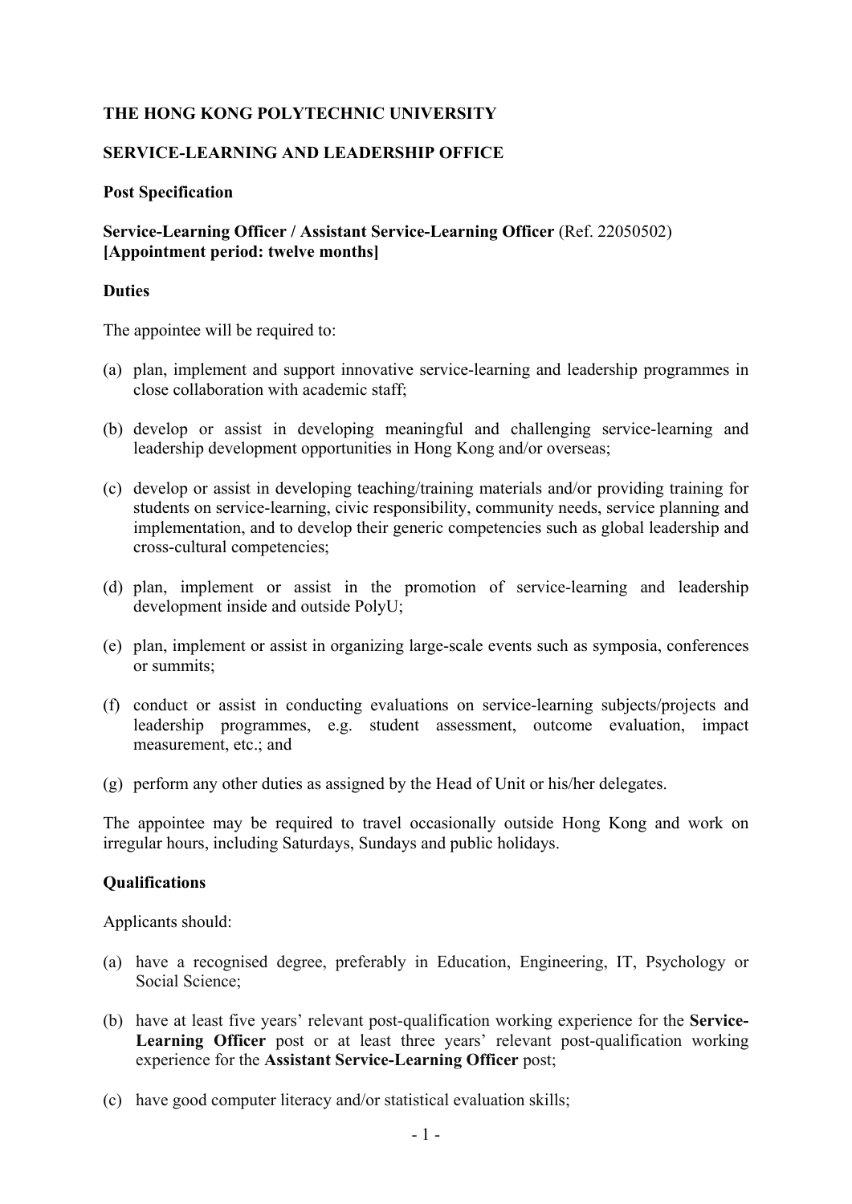**THE HONG KONG POLYTECHNIC UNIVERSITY**

**SERVICE-LEARNING AND LEADERSHIP OFFICE**

**Post Specification**

**Service-Learning Officer / Assistant Service-Learning Officer** (Ref. 22050502)
**[Appointment period: twelve months]**

**Duties**

The appointee will be required to:

(a) plan, implement and support innovative service-learning and leadership programmes in close collaboration with academic staff;

(b) develop or assist in developing meaningful and challenging service-learning and leadership development opportunities in Hong Kong and/or overseas;

(c) develop or assist in developing teaching/training materials and/or providing training for students on service-learning, civic responsibility, community needs, service planning and implementation, and to develop their generic competencies such as global leadership and cross-cultural competencies;

(d) plan, implement or assist in the promotion of service-learning and leadership development inside and outside PolyU;

(e) plan, implement or assist in organizing large-scale events such as symposia, conferences or summits;

(f) conduct or assist in conducting evaluations on service-learning subjects/projects and leadership programmes, e.g. student assessment, outcome evaluation, impact measurement, etc.; and

(g) perform any other duties as assigned by the Head of Unit or his/her delegates.

The appointee may be required to travel occasionally outside Hong Kong and work on irregular hours, including Saturdays, Sundays and public holidays.

**Qualifications**

Applicants should:

(a) have a recognised degree, preferably in Education, Engineering, IT, Psychology or Social Science;

(b) have at least five years' relevant post-qualification working experience for the **Service-Learning Officer** post or at least three years' relevant post-qualification working experience for the **Assistant Service-Learning Officer** post;

(c) have good computer literacy and/or statistical evaluation skills;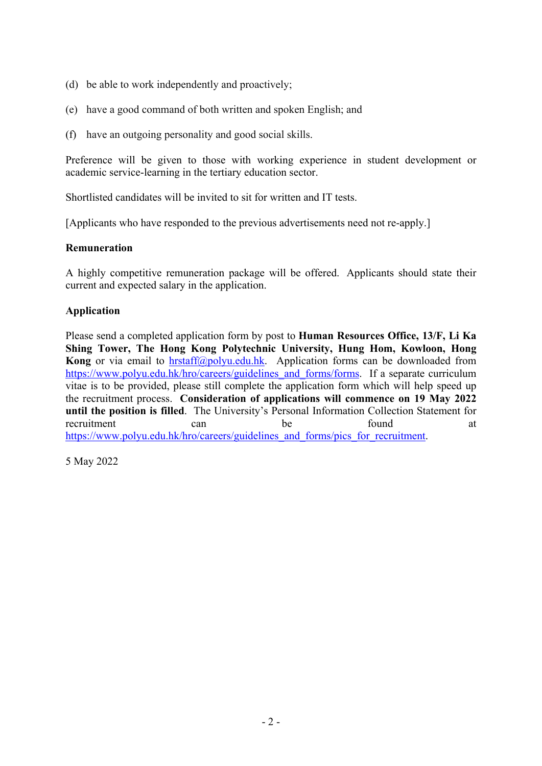(d) be able to work independently and proactively;

(e) have a good command of both written and spoken English; and

(f) have an outgoing personality and good social skills.

Preference will be given to those with working experience in student development or academic service-learning in the tertiary education sector.

Shortlisted candidates will be invited to sit for written and IT tests.

[Applicants who have responded to the previous advertisements need not re-apply.]

**Remuneration**

A highly competitive remuneration package will be offered. Applicants should state their current and expected salary in the application.

**Application**

Please send a completed application form by post to **Human Resources Office, 13/F, Li Ka Shing Tower, The Hong Kong Polytechnic University, Hung Hom, Kowloon, Hong Kong** or via email to hrstaff@polyu.edu.hk. Application forms can be downloaded from https://www.polyu.edu.hk/hro/careers/guidelines_and_forms/forms. If a separate curriculum vitae is to be provided, please still complete the application form which will help speed up the recruitment process. **Consideration of applications will commence on 19 May 2022 until the position is filled**. The University's Personal Information Collection Statement for recruitment can be found at https://www.polyu.edu.hk/hro/careers/guidelines_and_forms/pics_for_recruitment.

5 May 2022